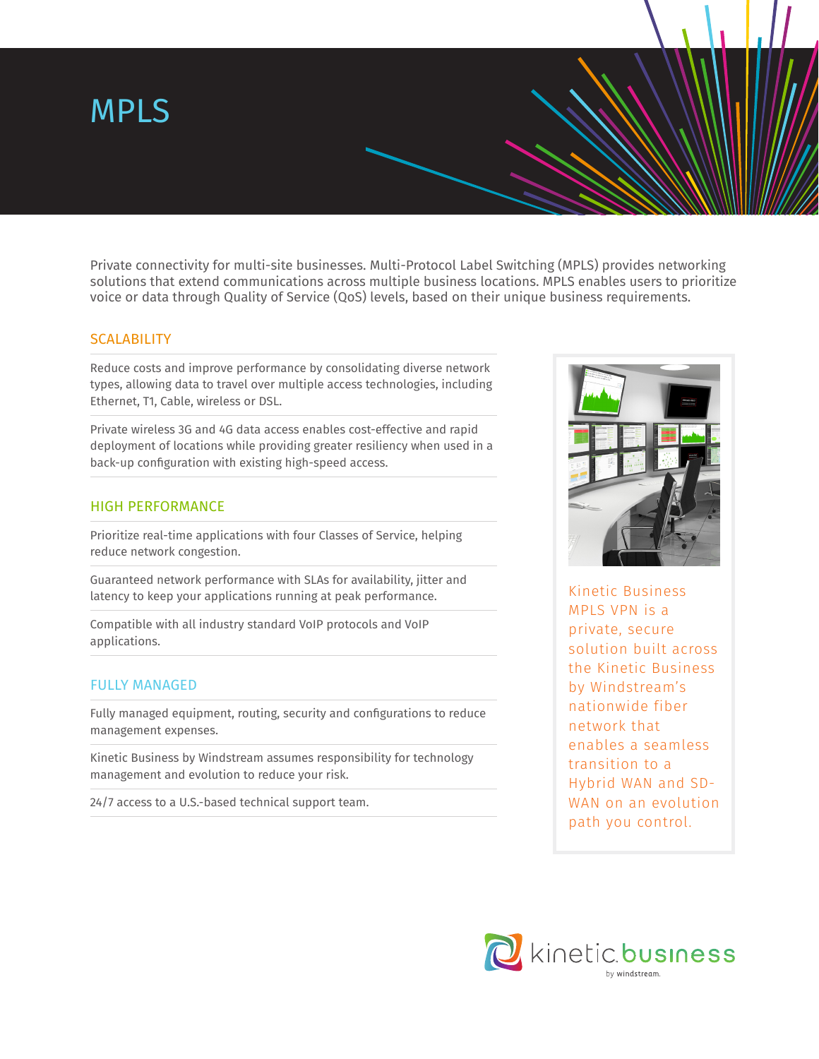# MPLS

Private connectivity for multi-site businesses. Multi-Protocol Label Switching (MPLS) provides networking solutions that extend communications across multiple business locations. MPLS enables users to prioritize voice or data through Quality of Service (QoS) levels, based on their unique business requirements.

## SCALABILITY

Reduce costs and improve performance by consolidating diverse network types, allowing data to travel over multiple access technologies, including Ethernet, T1, Cable, wireless or DSL.

Private wireless 3G and 4G data access enables cost-effective and rapid deployment of locations while providing greater resiliency when used in a back-up configuration with existing high-speed access.

## HIGH PERFORMANCE

Prioritize real-time applications with four Classes of Service, helping reduce network congestion.

Guaranteed network performance with SLAs for availability, jitter and latency to keep your applications running at peak performance.

Compatible with all industry standard VoIP protocols and VoIP applications.

## FULLY MANAGED

Fully managed equipment, routing, security and configurations to reduce management expenses.

Kinetic Business by Windstream assumes responsibility for technology management and evolution to reduce your risk.

24/7 access to a U.S.-based technical support team.

Kinetic Business MPLS VPN is a private, secure solution built across the Kinetic Business by Windstream's nationwide fiber network that enables a seamless transition to a Hybrid WAN and SD-WAN on an evolution path you control.

kinetic business by windstream.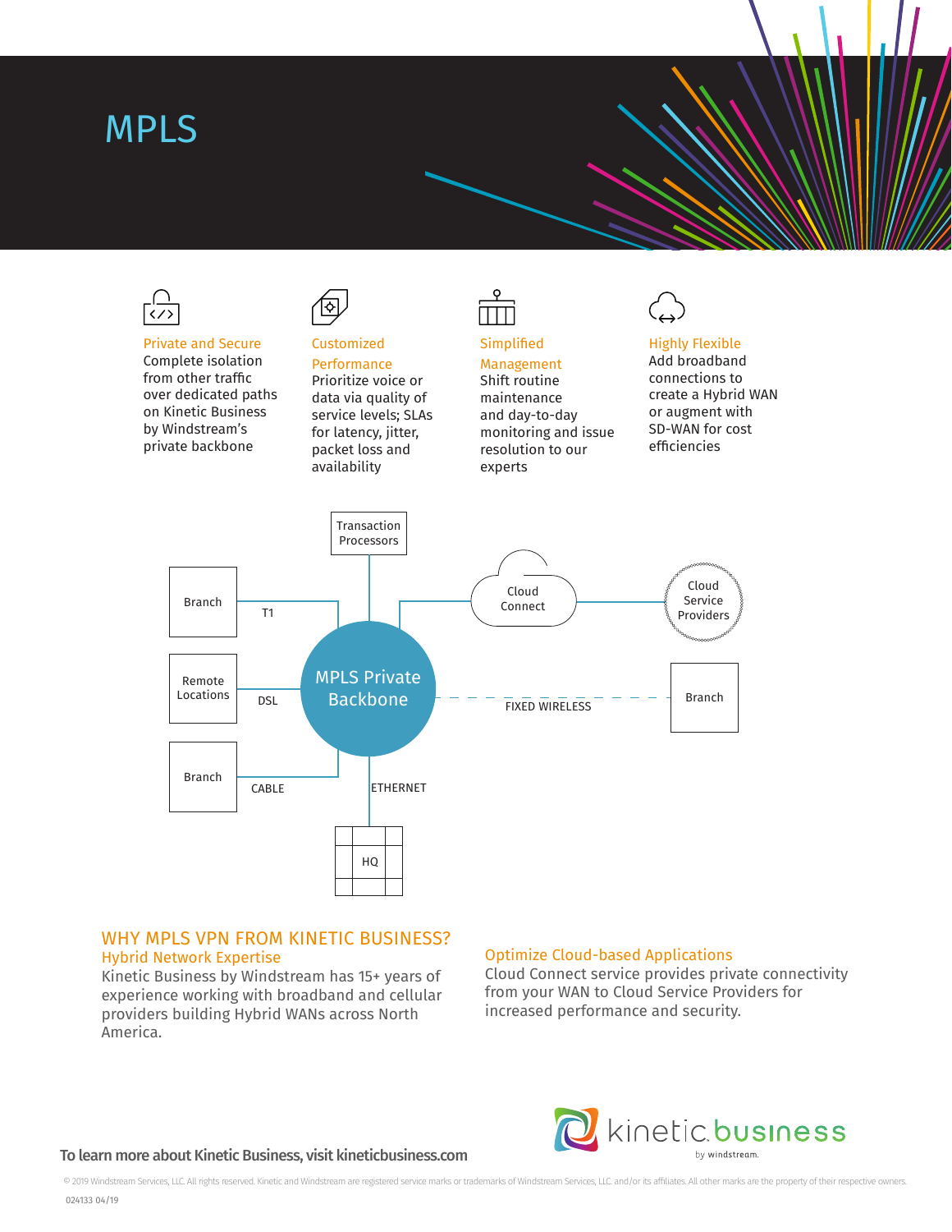# MPLS

**Private and Secure**
Complete isolation from other traffic over dedicated paths on Kinetic Business by Windstream's private backbone

**Customized Performance**
Prioritize voice or data via quality of service levels; SLAs for latency, jitter, packet loss and availability

**Simplified Management**
Shift routine maintenance and day-to-day monitoring and issue resolution to our experts

**Highly Flexible**
Add broadband connections to create a Hybrid WAN or augment with SD-WAN for cost efficiencies

Transaction Processors

Branch

T1

Cloud Connect

Cloud Service Providers

Remote Locations

DSL

MPLS Private Backbone

FIXED WIRELESS

Branch

Branch

CABLE

ETHERNET

HQ

## WHY MPLS VPN FROM KINETIC BUSINESS?

### Hybrid Network Expertise

Kinetic Business by Windstream has 15+ years of experience working with broadband and cellular providers building Hybrid WANs across North America.

### Optimize Cloud-based Applications

Cloud Connect service provides private connectivity from your WAN to Cloud Service Providers for increased performance and security.

**To learn more about Kinetic Business, visit kineticbusiness.com**

kinetic business by windstream.

© 2019 Windstream Services, LLC. All rights reserved. Kinetic and Windstream are registered service marks or trademarks of Windstream Services, LLC. and/or its affiliates. All other marks are the property of their respective owners.

024133 04/19